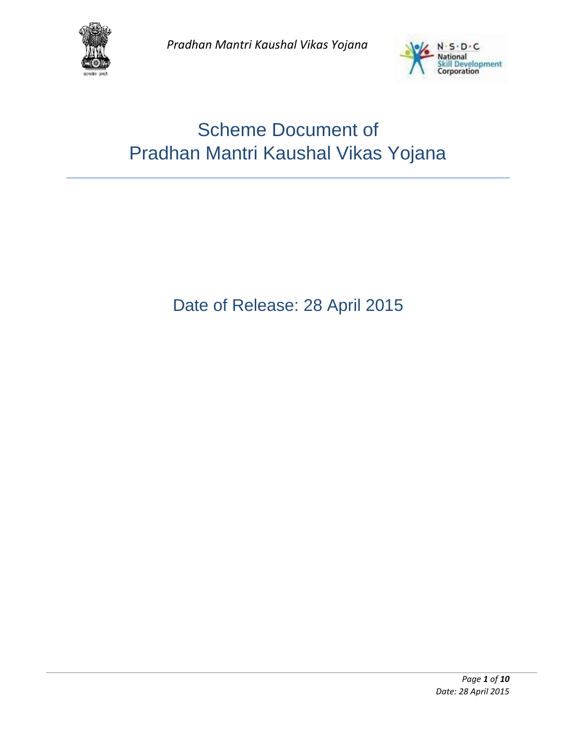# Scheme Document of Pradhan Mantri Kaushal Vikas Yojana

Date of Release: 28 April 2015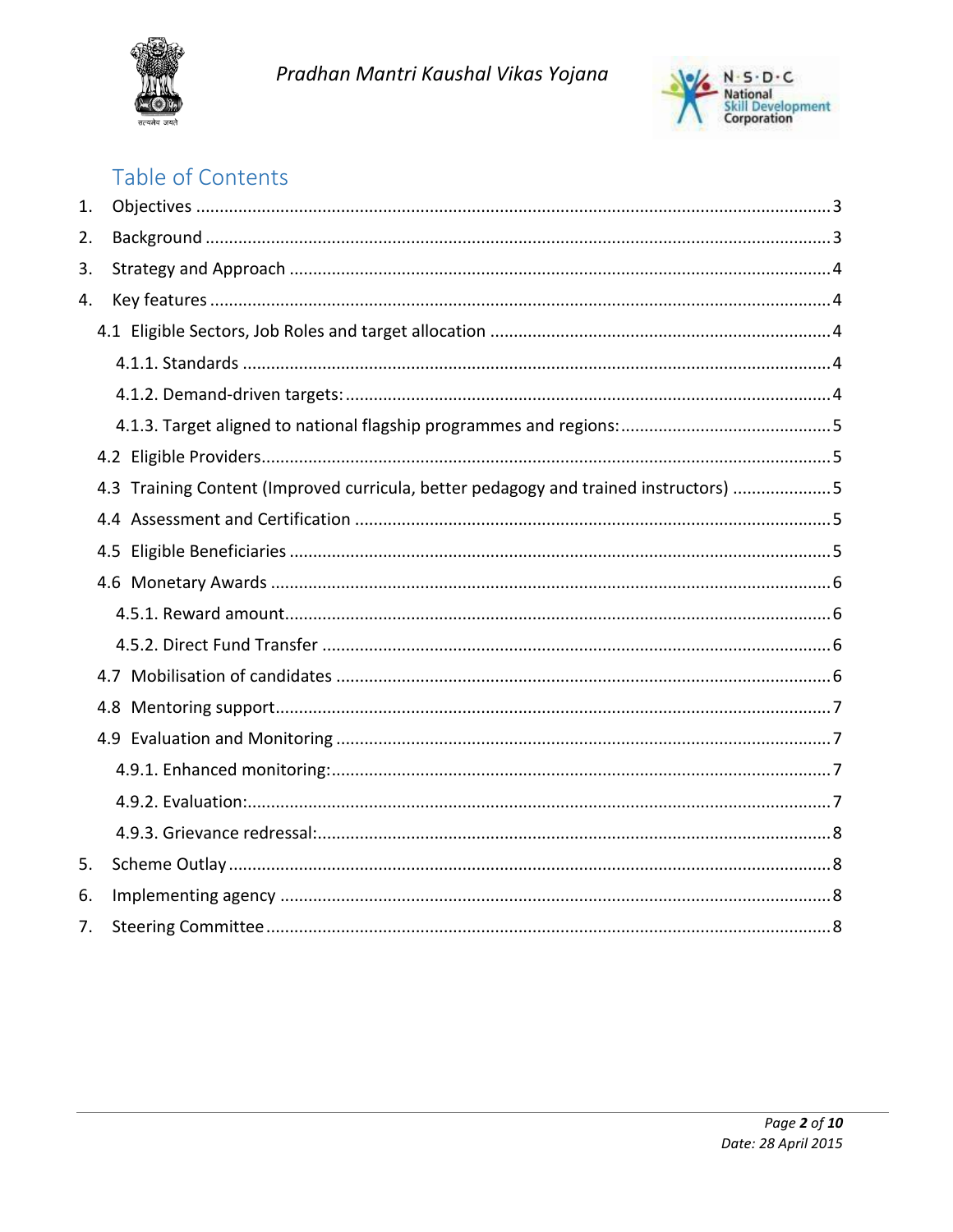## Table of Contents

1. Objectives ..... 3
2. Background ..... 3
3. Strategy and Approach ..... 4
4. Key features ..... 4
   - 4.1 Eligible Sectors, Job Roles and target allocation ..... 4
     - 4.1.1. Standards ..... 4
     - 4.1.2. Demand-driven targets: ..... 4
     - 4.1.3. Target aligned to national flagship programmes and regions: ..... 5
   - 4.2 Eligible Providers ..... 5
   - 4.3 Training Content (Improved curricula, better pedagogy and trained instructors) ..... 5
   - 4.4 Assessment and Certification ..... 5
   - 4.5 Eligible Beneficiaries ..... 5
   - 4.6 Monetary Awards ..... 6
     - 4.5.1. Reward amount ..... 6
     - 4.5.2. Direct Fund Transfer ..... 6
   - 4.7 Mobilisation of candidates ..... 6
   - 4.8 Mentoring support ..... 7
   - 4.9 Evaluation and Monitoring ..... 7
     - 4.9.1. Enhanced monitoring: ..... 7
     - 4.9.2. Evaluation: ..... 7
     - 4.9.3. Grievance redressal: ..... 8
5. Scheme Outlay ..... 8
6. Implementing agency ..... 8
7. Steering Committee ..... 8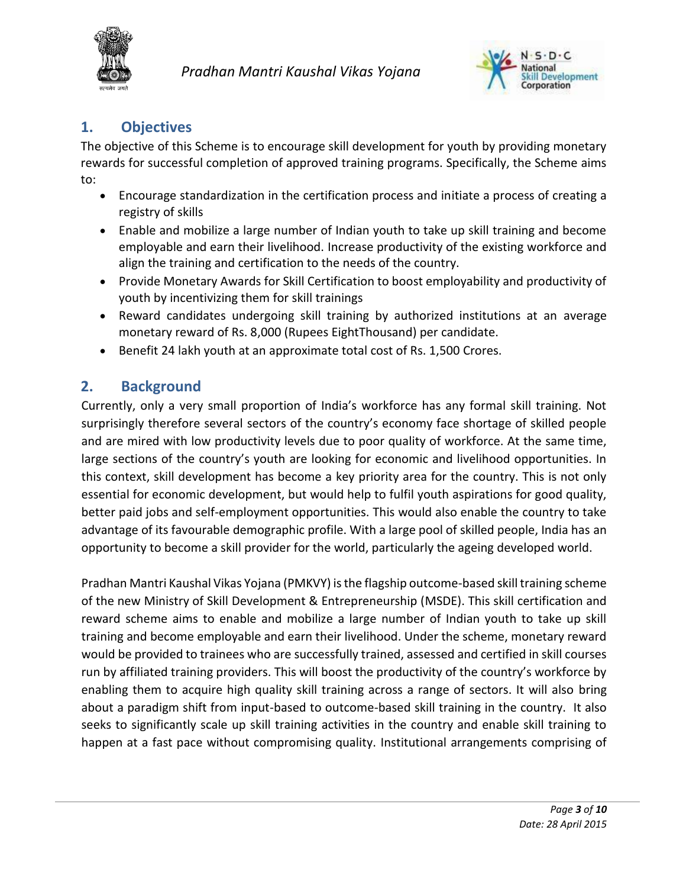## 1. Objectives

The objective of this Scheme is to encourage skill development for youth by providing monetary rewards for successful completion of approved training programs. Specifically, the Scheme aims to:

- Encourage standardization in the certification process and initiate a process of creating a registry of skills
- Enable and mobilize a large number of Indian youth to take up skill training and become employable and earn their livelihood. Increase productivity of the existing workforce and align the training and certification to the needs of the country.
- Provide Monetary Awards for Skill Certification to boost employability and productivity of youth by incentivizing them for skill trainings
- Reward candidates undergoing skill training by authorized institutions at an average monetary reward of Rs. 8,000 (Rupees EightThousand) per candidate.
- Benefit 24 lakh youth at an approximate total cost of Rs. 1,500 Crores.

## 2. Background

Currently, only a very small proportion of India's workforce has any formal skill training. Not surprisingly therefore several sectors of the country's economy face shortage of skilled people and are mired with low productivity levels due to poor quality of workforce. At the same time, large sections of the country's youth are looking for economic and livelihood opportunities. In this context, skill development has become a key priority area for the country. This is not only essential for economic development, but would help to fulfil youth aspirations for good quality, better paid jobs and self-employment opportunities. This would also enable the country to take advantage of its favourable demographic profile. With a large pool of skilled people, India has an opportunity to become a skill provider for the world, particularly the ageing developed world.

Pradhan Mantri Kaushal Vikas Yojana (PMKVY) is the flagship outcome-based skill training scheme of the new Ministry of Skill Development & Entrepreneurship (MSDE). This skill certification and reward scheme aims to enable and mobilize a large number of Indian youth to take up skill training and become employable and earn their livelihood. Under the scheme, monetary reward would be provided to trainees who are successfully trained, assessed and certified in skill courses run by affiliated training providers. This will boost the productivity of the country's workforce by enabling them to acquire high quality skill training across a range of sectors. It will also bring about a paradigm shift from input-based to outcome-based skill training in the country. It also seeks to significantly scale up skill training activities in the country and enable skill training to happen at a fast pace without compromising quality. Institutional arrangements comprising of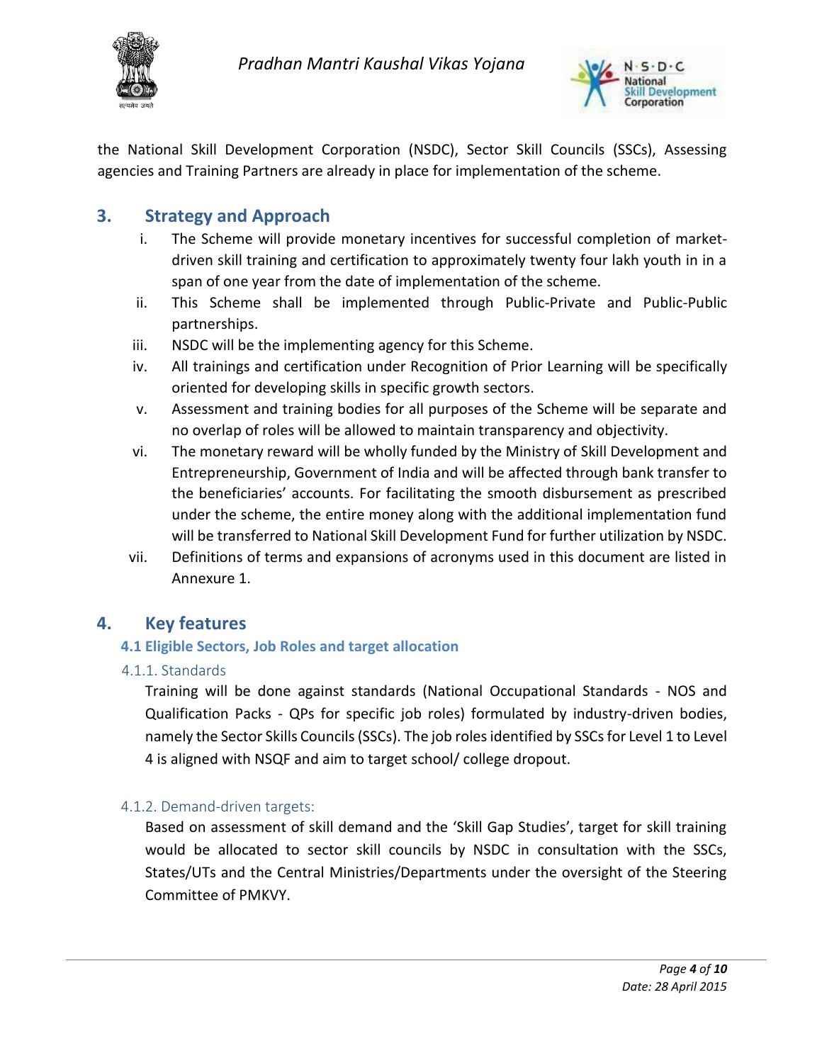the National Skill Development Corporation (NSDC), Sector Skill Councils (SSCs), Assessing agencies and Training Partners are already in place for implementation of the scheme.

## 3. Strategy and Approach

i. The Scheme will provide monetary incentives for successful completion of market-driven skill training and certification to approximately twenty four lakh youth in in a span of one year from the date of implementation of the scheme.

ii. This Scheme shall be implemented through Public-Private and Public-Public partnerships.

iii. NSDC will be the implementing agency for this Scheme.

iv. All trainings and certification under Recognition of Prior Learning will be specifically oriented for developing skills in specific growth sectors.

v. Assessment and training bodies for all purposes of the Scheme will be separate and no overlap of roles will be allowed to maintain transparency and objectivity.

vi. The monetary reward will be wholly funded by the Ministry of Skill Development and Entrepreneurship, Government of India and will be affected through bank transfer to the beneficiaries' accounts. For facilitating the smooth disbursement as prescribed under the scheme, the entire money along with the additional implementation fund will be transferred to National Skill Development Fund for further utilization by NSDC.

vii. Definitions of terms and expansions of acronyms used in this document are listed in Annexure 1.

## 4. Key features

### 4.1 Eligible Sectors, Job Roles and target allocation

#### 4.1.1. Standards

Training will be done against standards (National Occupational Standards - NOS and Qualification Packs - QPs for specific job roles) formulated by industry-driven bodies, namely the Sector Skills Councils (SSCs). The job roles identified by SSCs for Level 1 to Level 4 is aligned with NSQF and aim to target school/ college dropout.

#### 4.1.2. Demand-driven targets:

Based on assessment of skill demand and the 'Skill Gap Studies', target for skill training would be allocated to sector skill councils by NSDC in consultation with the SSCs, States/UTs and the Central Ministries/Departments under the oversight of the Steering Committee of PMKVY.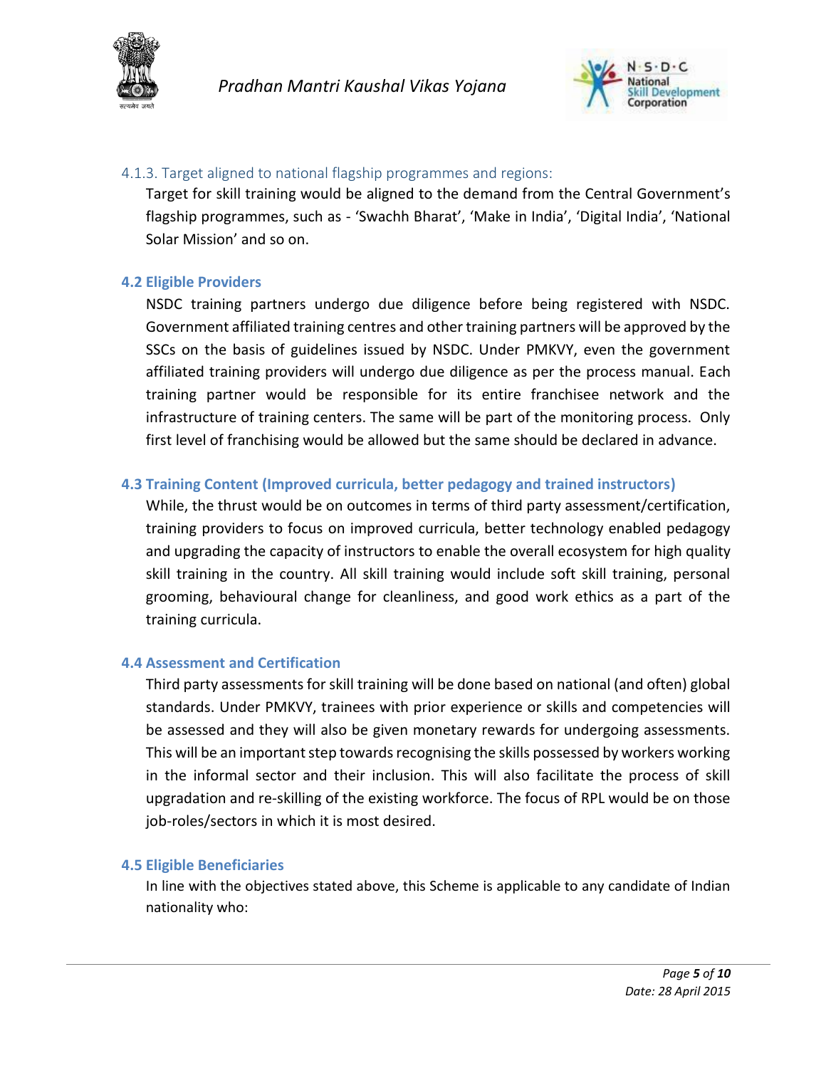#### 4.1.3. Target aligned to national flagship programmes and regions:

Target for skill training would be aligned to the demand from the Central Government's flagship programmes, such as - 'Swachh Bharat', 'Make in India', 'Digital India', 'National Solar Mission' and so on.

### 4.2 Eligible Providers

NSDC training partners undergo due diligence before being registered with NSDC. Government affiliated training centres and other training partners will be approved by the SSCs on the basis of guidelines issued by NSDC. Under PMKVY, even the government affiliated training providers will undergo due diligence as per the process manual. Each training partner would be responsible for its entire franchisee network and the infrastructure of training centers. The same will be part of the monitoring process. Only first level of franchising would be allowed but the same should be declared in advance.

### 4.3 Training Content (Improved curricula, better pedagogy and trained instructors)

While, the thrust would be on outcomes in terms of third party assessment/certification, training providers to focus on improved curricula, better technology enabled pedagogy and upgrading the capacity of instructors to enable the overall ecosystem for high quality skill training in the country. All skill training would include soft skill training, personal grooming, behavioural change for cleanliness, and good work ethics as a part of the training curricula.

### 4.4 Assessment and Certification

Third party assessments for skill training will be done based on national (and often) global standards. Under PMKVY, trainees with prior experience or skills and competencies will be assessed and they will also be given monetary rewards for undergoing assessments. This will be an important step towards recognising the skills possessed by workers working in the informal sector and their inclusion. This will also facilitate the process of skill upgradation and re-skilling of the existing workforce. The focus of RPL would be on those job-roles/sectors in which it is most desired.

### 4.5 Eligible Beneficiaries

In line with the objectives stated above, this Scheme is applicable to any candidate of Indian nationality who: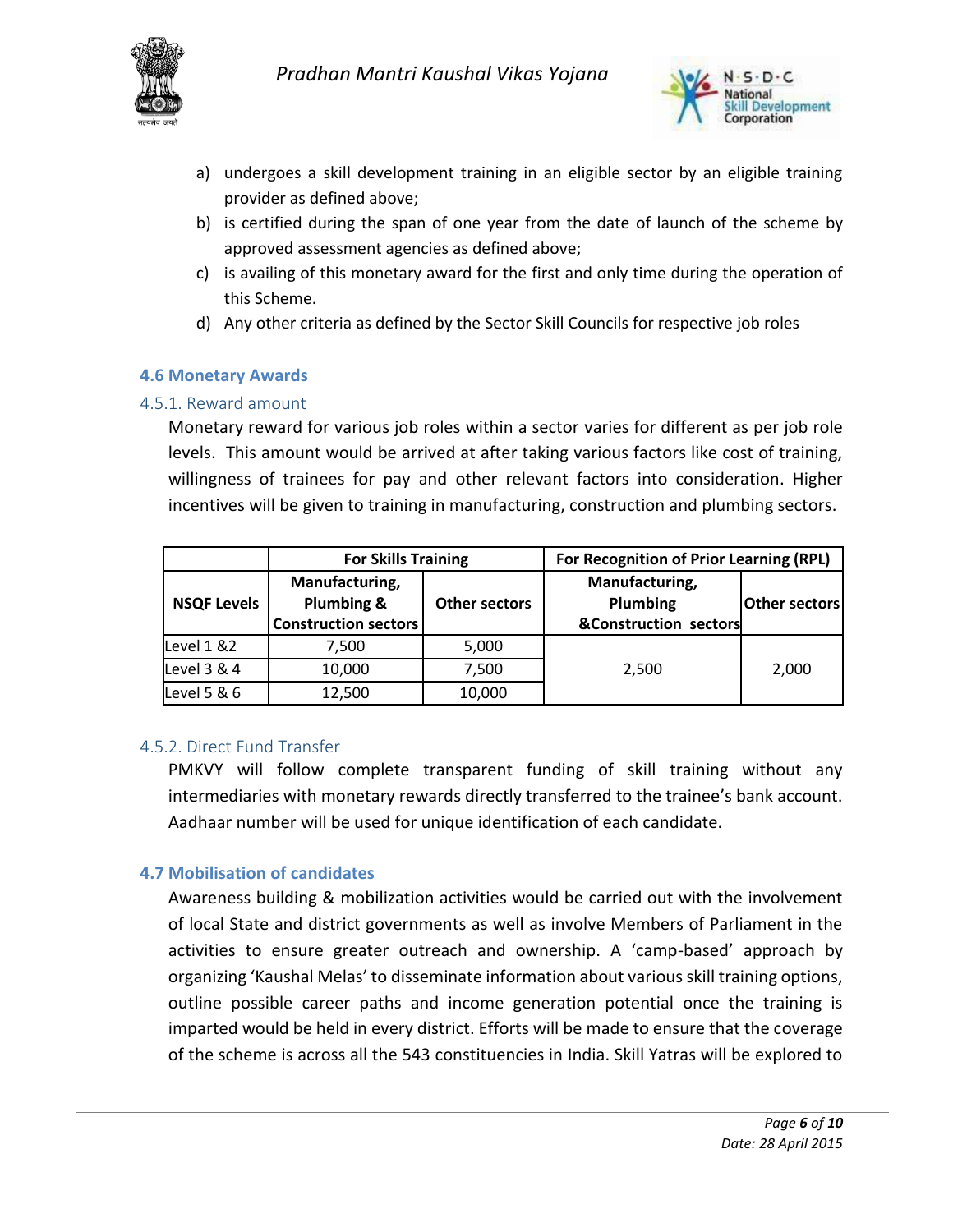a) undergoes a skill development training in an eligible sector by an eligible training provider as defined above;
b) is certified during the span of one year from the date of launch of the scheme by approved assessment agencies as defined above;
c) is availing of this monetary award for the first and only time during the operation of this Scheme.
d) Any other criteria as defined by the Sector Skill Councils for respective job roles

## 4.6 Monetary Awards

### 4.5.1. Reward amount

Monetary reward for various job roles within a sector varies for different as per job role levels. This amount would be arrived at after taking various factors like cost of training, willingness of trainees for pay and other relevant factors into consideration. Higher incentives will be given to training in manufacturing, construction and plumbing sectors.

| | For Skills Training | | For Recognition of Prior Learning (RPL) | |
|---|---|---|---|---|
| NSQF Levels | Manufacturing, Plumbing & Construction sectors | Other sectors | Manufacturing, Plumbing &Construction sectors | Other sectors |
| Level 1 &2 | 7,500 | 5,000 | 2,500 | 2,000 |
| Level 3 & 4 | 10,000 | 7,500 | | |
| Level 5 & 6 | 12,500 | 10,000 | | |

### 4.5.2. Direct Fund Transfer

PMKVY will follow complete transparent funding of skill training without any intermediaries with monetary rewards directly transferred to the trainee's bank account. Aadhaar number will be used for unique identification of each candidate.

## 4.7 Mobilisation of candidates

Awareness building & mobilization activities would be carried out with the involvement of local State and district governments as well as involve Members of Parliament in the activities to ensure greater outreach and ownership. A 'camp-based' approach by organizing 'Kaushal Melas' to disseminate information about various skill training options, outline possible career paths and income generation potential once the training is imparted would be held in every district. Efforts will be made to ensure that the coverage of the scheme is across all the 543 constituencies in India. Skill Yatras will be explored to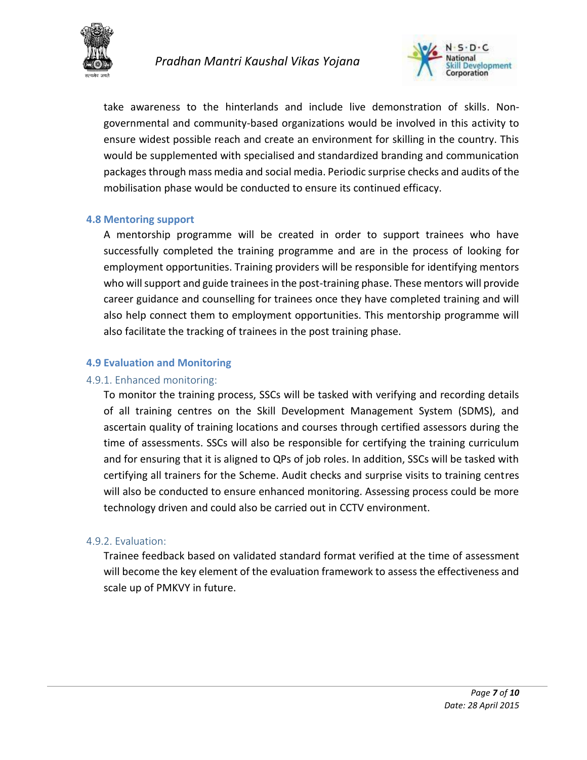take awareness to the hinterlands and include live demonstration of skills. Non-governmental and community-based organizations would be involved in this activity to ensure widest possible reach and create an environment for skilling in the country. This would be supplemented with specialised and standardized branding and communication packages through mass media and social media. Periodic surprise checks and audits of the mobilisation phase would be conducted to ensure its continued efficacy.

### 4.8 Mentoring support

A mentorship programme will be created in order to support trainees who have successfully completed the training programme and are in the process of looking for employment opportunities. Training providers will be responsible for identifying mentors who will support and guide trainees in the post-training phase. These mentors will provide career guidance and counselling for trainees once they have completed training and will also help connect them to employment opportunities. This mentorship programme will also facilitate the tracking of trainees in the post training phase.

### 4.9 Evaluation and Monitoring

#### 4.9.1. Enhanced monitoring:

To monitor the training process, SSCs will be tasked with verifying and recording details of all training centres on the Skill Development Management System (SDMS), and ascertain quality of training locations and courses through certified assessors during the time of assessments. SSCs will also be responsible for certifying the training curriculum and for ensuring that it is aligned to QPs of job roles. In addition, SSCs will be tasked with certifying all trainers for the Scheme. Audit checks and surprise visits to training centres will also be conducted to ensure enhanced monitoring. Assessing process could be more technology driven and could also be carried out in CCTV environment.

#### 4.9.2. Evaluation:

Trainee feedback based on validated standard format verified at the time of assessment will become the key element of the evaluation framework to assess the effectiveness and scale up of PMKVY in future.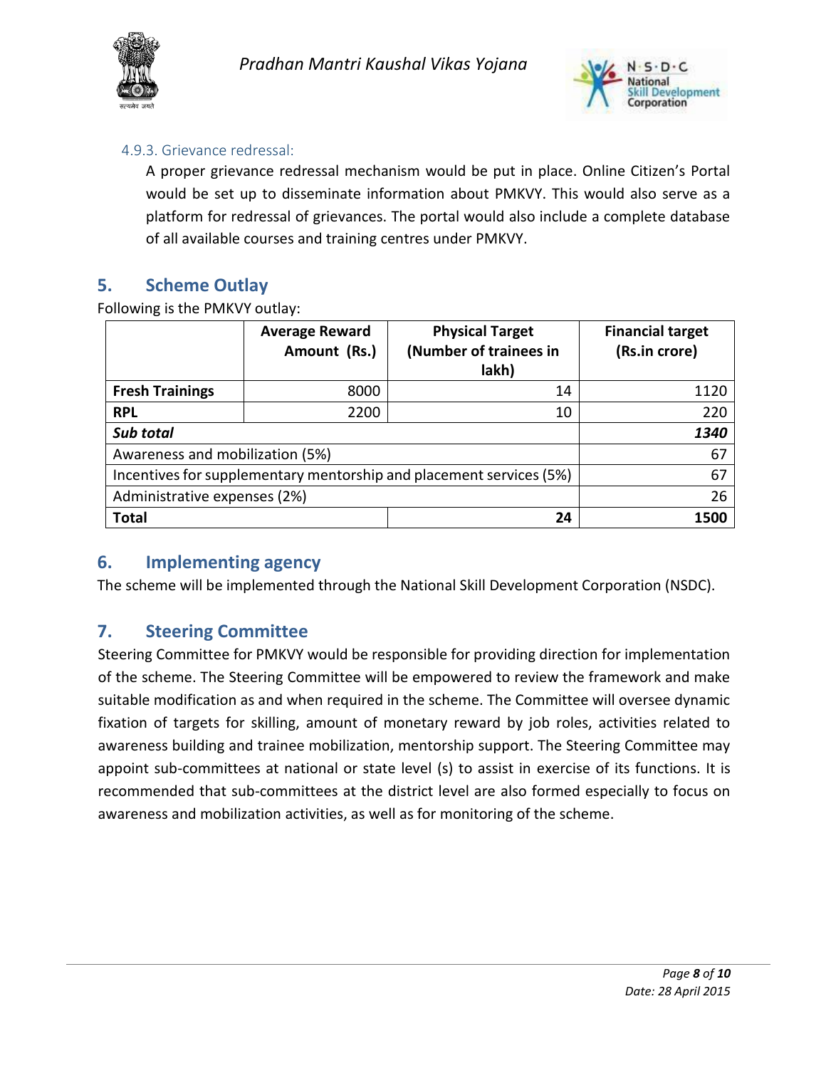#### 4.9.3. Grievance redressal:

A proper grievance redressal mechanism would be put in place. Online Citizen's Portal would be set up to disseminate information about PMKVY. This would also serve as a platform for redressal of grievances. The portal would also include a complete database of all available courses and training centres under PMKVY.

## 5. Scheme Outlay

Following is the PMKVY outlay:

| | Average Reward Amount (Rs.) | Physical Target (Number of trainees in lakh) | Financial target (Rs.in crore) |
|---|---|---|---|
| **Fresh Trainings** | 8000 | 14 | 1120 |
| **RPL** | 2200 | 10 | 220 |
| ***Sub total*** | | | ***1340*** |
| Awareness and mobilization (5%) | | | 67 |
| Incentives for supplementary mentorship and placement services (5%) | | | 67 |
| Administrative expenses (2%) | | | 26 |
| **Total** | | **24** | **1500** |

## 6. Implementing agency

The scheme will be implemented through the National Skill Development Corporation (NSDC).

## 7. Steering Committee

Steering Committee for PMKVY would be responsible for providing direction for implementation of the scheme. The Steering Committee will be empowered to review the framework and make suitable modification as and when required in the scheme. The Committee will oversee dynamic fixation of targets for skilling, amount of monetary reward by job roles, activities related to awareness building and trainee mobilization, mentorship support. The Steering Committee may appoint sub-committees at national or state level (s) to assist in exercise of its functions. It is recommended that sub-committees at the district level are also formed especially to focus on awareness and mobilization activities, as well as for monitoring of the scheme.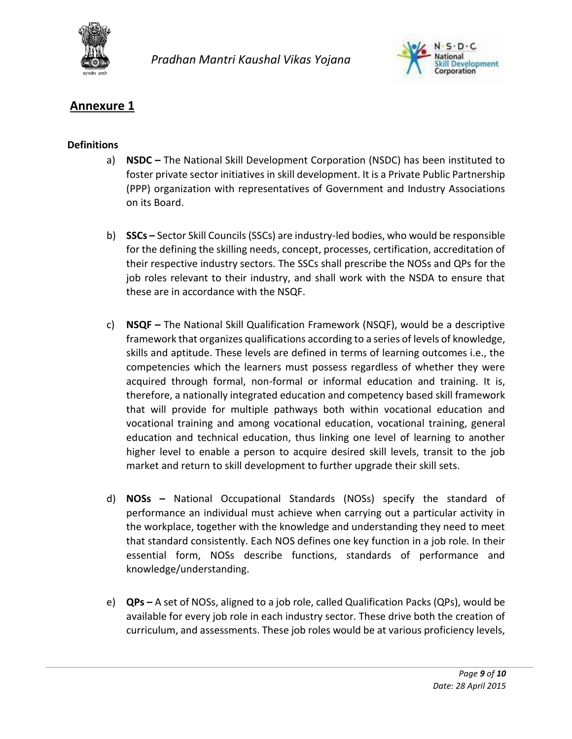## Annexure 1

**Definitions**

a) **NSDC –** The National Skill Development Corporation (NSDC) has been instituted to foster private sector initiatives in skill development. It is a Private Public Partnership (PPP) organization with representatives of Government and Industry Associations on its Board.

b) **SSCs –** Sector Skill Councils (SSCs) are industry-led bodies, who would be responsible for the defining the skilling needs, concept, processes, certification, accreditation of their respective industry sectors. The SSCs shall prescribe the NOSs and QPs for the job roles relevant to their industry, and shall work with the NSDA to ensure that these are in accordance with the NSQF.

c) **NSQF –** The National Skill Qualification Framework (NSQF), would be a descriptive framework that organizes qualifications according to a series of levels of knowledge, skills and aptitude. These levels are defined in terms of learning outcomes i.e., the competencies which the learners must possess regardless of whether they were acquired through formal, non-formal or informal education and training. It is, therefore, a nationally integrated education and competency based skill framework that will provide for multiple pathways both within vocational education and vocational training and among vocational education, vocational training, general education and technical education, thus linking one level of learning to another higher level to enable a person to acquire desired skill levels, transit to the job market and return to skill development to further upgrade their skill sets.

d) **NOSs –** National Occupational Standards (NOSs) specify the standard of performance an individual must achieve when carrying out a particular activity in the workplace, together with the knowledge and understanding they need to meet that standard consistently. Each NOS defines one key function in a job role. In their essential form, NOSs describe functions, standards of performance and knowledge/understanding.

e) **QPs –** A set of NOSs, aligned to a job role, called Qualification Packs (QPs), would be available for every job role in each industry sector. These drive both the creation of curriculum, and assessments. These job roles would be at various proficiency levels,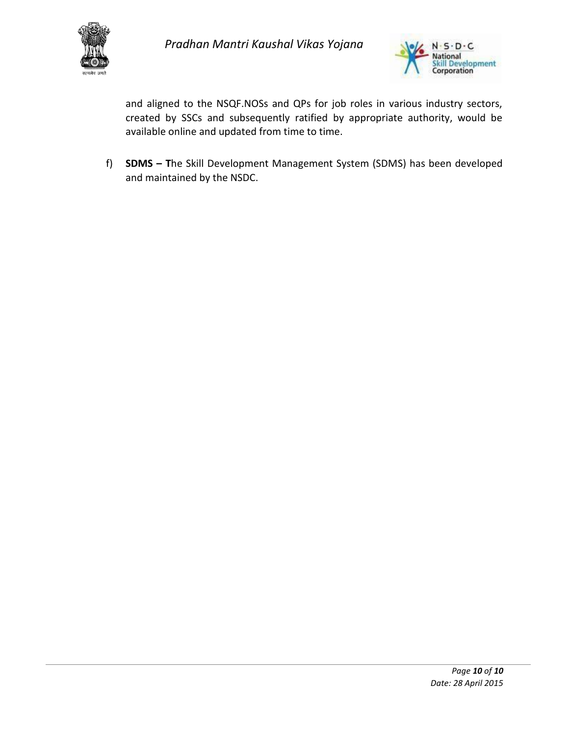and aligned to the NSQF.NOSs and QPs for job roles in various industry sectors, created by SSCs and subsequently ratified by appropriate authority, would be available online and updated from time to time.

f) **SDMS – T**he Skill Development Management System (SDMS) has been developed and maintained by the NSDC.